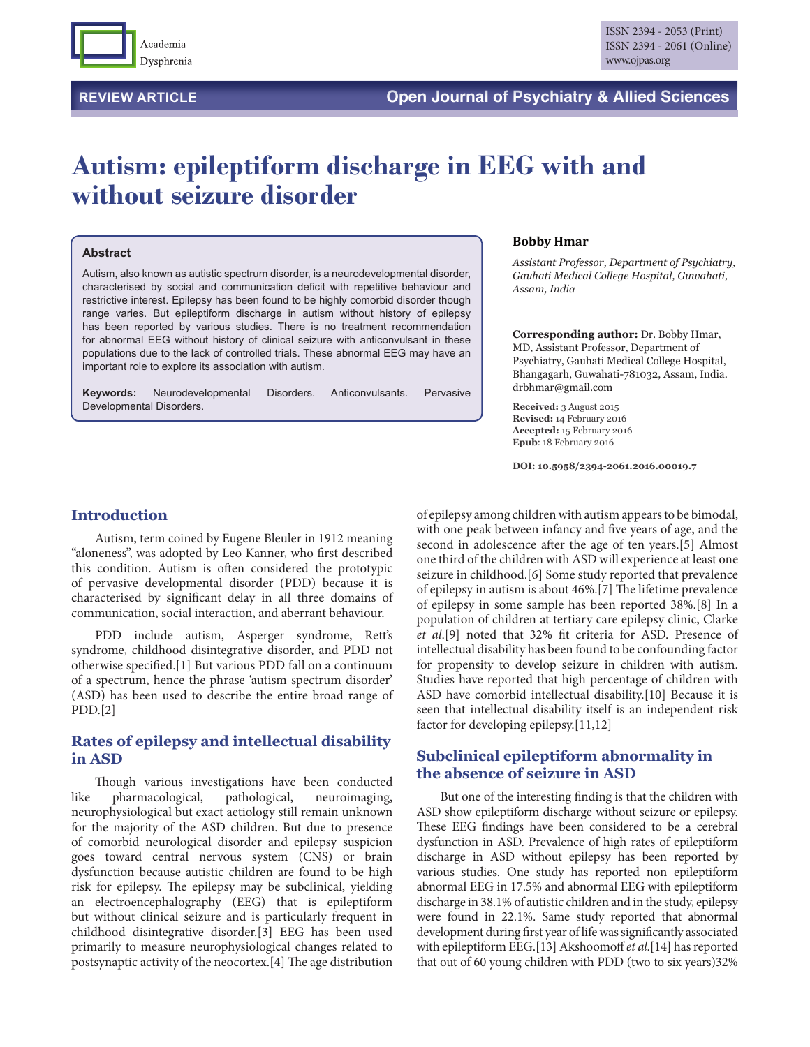REVIEW ARTICLE

# Autism: epileptiform discharge in EEG with and without seizure disorder

**Bobby Hmar**

*Assistant Professor, Department of Psychiatry, Gauhati Medical College Hospital, Guwahati, Assam, India*

**Corresponding author:** Dr. Bobby Hmar, MD, Assistant Professor, Department of Psychiatry, Gauhati Medical College Hospital, Bhangagarh, Guwahati-781032, Assam, India. drbhmar@gmail.com

**Received:** 3 August 2015
**Revised:** 14 February 2016
**Accepted:** 15 February 2016
**Epub**: 18 February 2016

**DOI: 10.5958/2394-2061.2016.00019.7**

## Abstract

Autism, also known as autistic spectrum disorder, is a neurodevelopmental disorder, characterised by social and communication deficit with repetitive behaviour and restrictive interest. Epilepsy has been found to be highly comorbid disorder though range varies. But epileptiform discharge in autism without history of epilepsy has been reported by various studies. There is no treatment recommendation for abnormal EEG without history of clinical seizure with anticonvulsant in these populations due to the lack of controlled trials. These abnormal EEG may have an important role to explore its association with autism.

**Keywords:** Neurodevelopmental Disorders. Anticonvulsants. Pervasive Developmental Disorders.

## Introduction

Autism, term coined by Eugene Bleuler in 1912 meaning "aloneness", was adopted by Leo Kanner, who first described this condition. Autism is often considered the prototypic of pervasive developmental disorder (PDD) because it is characterised by significant delay in all three domains of communication, social interaction, and aberrant behaviour.

PDD include autism, Asperger syndrome, Rett's syndrome, childhood disintegrative disorder, and PDD not otherwise specified.[1] But various PDD fall on a continuum of a spectrum, hence the phrase 'autism spectrum disorder' (ASD) has been used to describe the entire broad range of PDD.[2]

## Rates of epilepsy and intellectual disability in ASD

Though various investigations have been conducted like pharmacological, pathological, neuroimaging, neurophysiological but exact aetiology still remain unknown for the majority of the ASD children. But due to presence of comorbid neurological disorder and epilepsy suspicion goes toward central nervous system (CNS) or brain dysfunction because autistic children are found to be high risk for epilepsy. The epilepsy may be subclinical, yielding an electroencephalography (EEG) that is epileptiform but without clinical seizure and is particularly frequent in childhood disintegrative disorder.[3] EEG has been used primarily to measure neurophysiological changes related to postsynaptic activity of the neocortex.[4] The age distribution of epilepsy among children with autism appears to be bimodal, with one peak between infancy and five years of age, and the second in adolescence after the age of ten years.[5] Almost one third of the children with ASD will experience at least one seizure in childhood.[6] Some study reported that prevalence of epilepsy in autism is about 46%.[7] The lifetime prevalence of epilepsy in some sample has been reported 38%.[8] In a population of children at tertiary care epilepsy clinic, Clarke *et al.*[9] noted that 32% fit criteria for ASD. Presence of intellectual disability has been found to be confounding factor for propensity to develop seizure in children with autism. Studies have reported that high percentage of children with ASD have comorbid intellectual disability.[10] Because it is seen that intellectual disability itself is an independent risk factor for developing epilepsy.[11,12]

## Subclinical epileptiform abnormality in the absence of seizure in ASD

But one of the interesting finding is that the children with ASD show epileptiform discharge without seizure or epilepsy. These EEG findings have been considered to be a cerebral dysfunction in ASD. Prevalence of high rates of epileptiform discharge in ASD without epilepsy has been reported by various studies. One study has reported non epileptiform abnormal EEG in 17.5% and abnormal EEG with epileptiform discharge in 38.1% of autistic children and in the study, epilepsy were found in 22.1%. Same study reported that abnormal development during first year of life was significantly associated with epileptiform EEG.[13] Akshoomoff *et al.*[14] has reported that out of 60 young children with PDD (two to six years)32%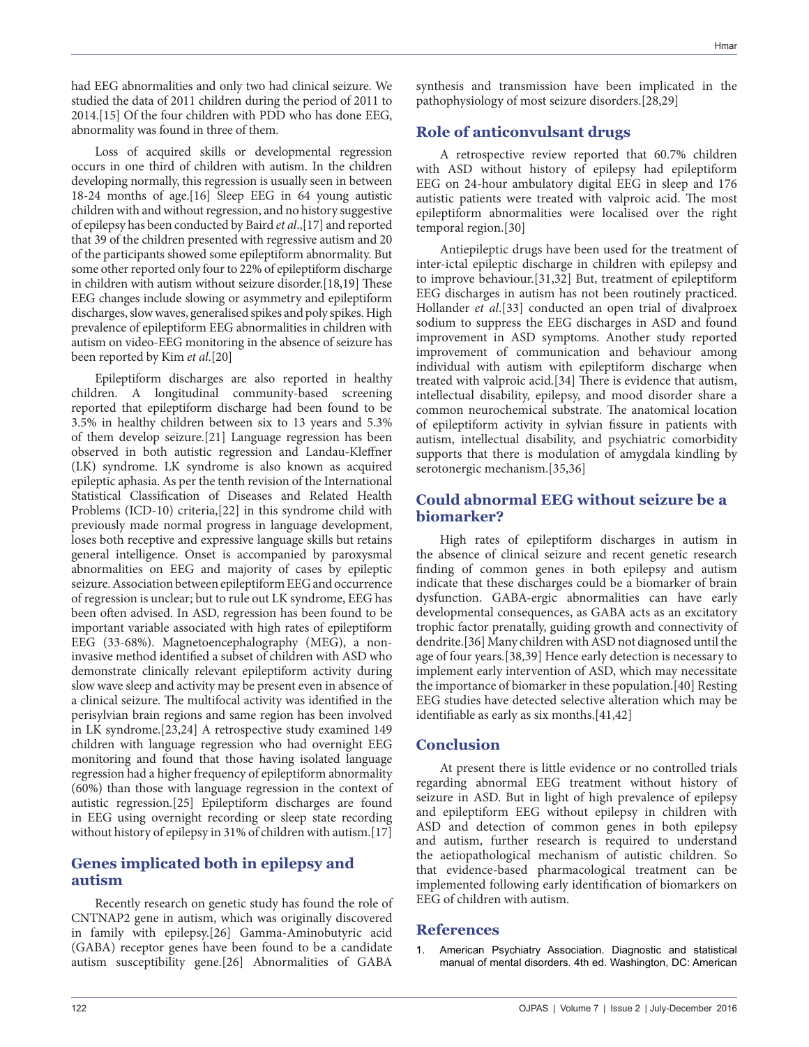had EEG abnormalities and only two had clinical seizure. We studied the data of 2011 children during the period of 2011 to 2014.[15] Of the four children with PDD who has done EEG, abnormality was found in three of them.

Loss of acquired skills or developmental regression occurs in one third of children with autism. In the children developing normally, this regression is usually seen in between 18-24 months of age.[16] Sleep EEG in 64 young autistic children with and without regression, and no history suggestive of epilepsy has been conducted by Baird *et al*.,[17] and reported that 39 of the children presented with regressive autism and 20 of the participants showed some epileptiform abnormality. But some other reported only four to 22% of epileptiform discharge in children with autism without seizure disorder.[18,19] These EEG changes include slowing or asymmetry and epileptiform discharges, slow waves, generalised spikes and poly spikes. High prevalence of epileptiform EEG abnormalities in children with autism on video-EEG monitoring in the absence of seizure has been reported by Kim *et al*.[20]

Epileptiform discharges are also reported in healthy children. A longitudinal community-based screening reported that epileptiform discharge had been found to be 3.5% in healthy children between six to 13 years and 5.3% of them develop seizure.[21] Language regression has been observed in both autistic regression and Landau-Kleffner (LK) syndrome. LK syndrome is also known as acquired epileptic aphasia. As per the tenth revision of the International Statistical Classification of Diseases and Related Health Problems (ICD-10) criteria,[22] in this syndrome child with previously made normal progress in language development, loses both receptive and expressive language skills but retains general intelligence. Onset is accompanied by paroxysmal abnormalities on EEG and majority of cases by epileptic seizure. Association between epileptiform EEG and occurrence of regression is unclear; but to rule out LK syndrome, EEG has been often advised. In ASD, regression has been found to be important variable associated with high rates of epileptiform EEG (33-68%). Magnetoencephalography (MEG), a non-invasive method identified a subset of children with ASD who demonstrate clinically relevant epileptiform activity during slow wave sleep and activity may be present even in absence of a clinical seizure. The multifocal activity was identified in the perisylvian brain regions and same region has been involved in LK syndrome.[23,24] A retrospective study examined 149 children with language regression who had overnight EEG monitoring and found that those having isolated language regression had a higher frequency of epileptiform abnormality (60%) than those with language regression in the context of autistic regression.[25] Epileptiform discharges are found in EEG using overnight recording or sleep state recording without history of epilepsy in 31% of children with autism.[17]

## Genes implicated both in epilepsy and autism

Recently research on genetic study has found the role of CNTNAP2 gene in autism, which was originally discovered in family with epilepsy.[26] Gamma-Aminobutyric acid (GABA) receptor genes have been found to be a candidate autism susceptibility gene.[26] Abnormalities of GABA synthesis and transmission have been implicated in the pathophysiology of most seizure disorders.[28,29]

## Role of anticonvulsant drugs

A retrospective review reported that 60.7% children with ASD without history of epilepsy had epileptiform EEG on 24-hour ambulatory digital EEG in sleep and 176 autistic patients were treated with valproic acid. The most epileptiform abnormalities were localised over the right temporal region.[30]

Antiepileptic drugs have been used for the treatment of inter-ictal epileptic discharge in children with epilepsy and to improve behaviour.[31,32] But, treatment of epileptiform EEG discharges in autism has not been routinely practiced. Hollander *et al*.[33] conducted an open trial of divalproex sodium to suppress the EEG discharges in ASD and found improvement in ASD symptoms. Another study reported improvement of communication and behaviour among individual with autism with epileptiform discharge when treated with valproic acid.[34] There is evidence that autism, intellectual disability, epilepsy, and mood disorder share a common neurochemical substrate. The anatomical location of epileptiform activity in sylvian fissure in patients with autism, intellectual disability, and psychiatric comorbidity supports that there is modulation of amygdala kindling by serotonergic mechanism.[35,36]

## Could abnormal EEG without seizure be a biomarker?

High rates of epileptiform discharges in autism in the absence of clinical seizure and recent genetic research finding of common genes in both epilepsy and autism indicate that these discharges could be a biomarker of brain dysfunction. GABA-ergic abnormalities can have early developmental consequences, as GABA acts as an excitatory trophic factor prenatally, guiding growth and connectivity of dendrite.[36] Many children with ASD not diagnosed until the age of four years.[38,39] Hence early detection is necessary to implement early intervention of ASD, which may necessitate the importance of biomarker in these population.[40] Resting EEG studies have detected selective alteration which may be identifiable as early as six months.[41,42]

## Conclusion

At present there is little evidence or no controlled trials regarding abnormal EEG treatment without history of seizure in ASD. But in light of high prevalence of epilepsy and epileptiform EEG without epilepsy in children with ASD and detection of common genes in both epilepsy and autism, further research is required to understand the aetiopathological mechanism of autistic children. So that evidence-based pharmacological treatment can be implemented following early identification of biomarkers on EEG of children with autism.

## References

1. American Psychiatry Association. Diagnostic and statistical manual of mental disorders. 4th ed. Washington, DC: American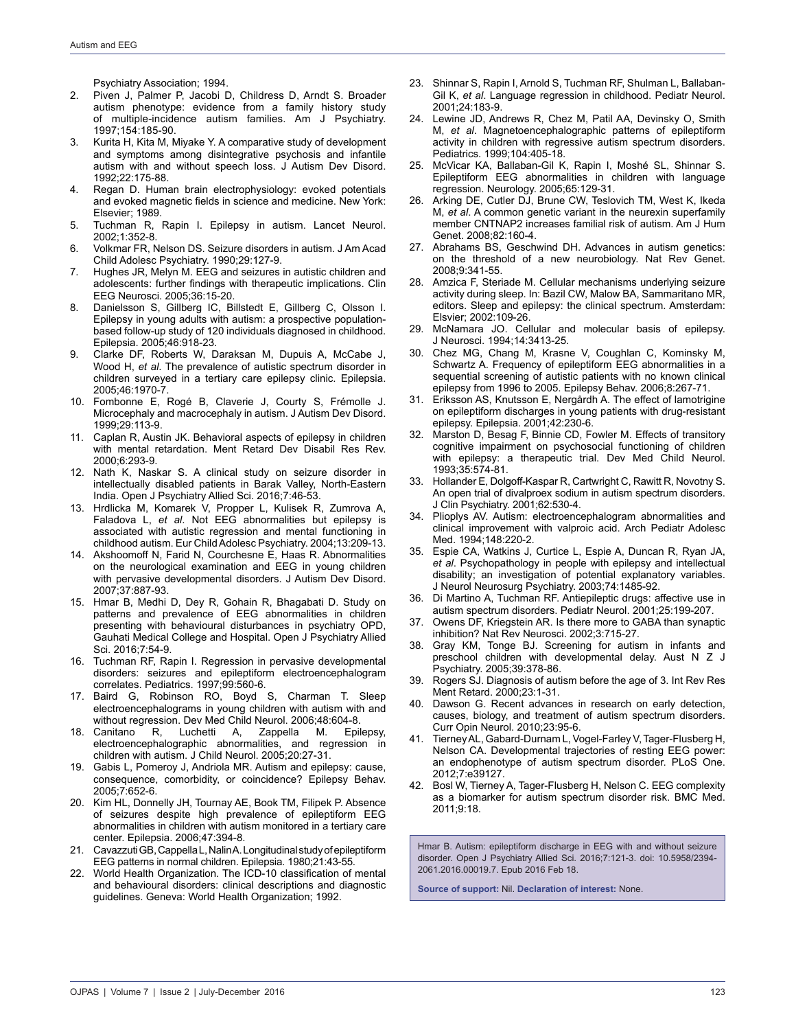Psychiatry Association; 1994.

2. Piven J, Palmer P, Jacobi D, Childress D, Arndt S. Broader autism phenotype: evidence from a family history study of multiple-incidence autism families. Am J Psychiatry. 1997;154:185-90.
3. Kurita H, Kita M, Miyake Y. A comparative study of development and symptoms among disintegrative psychosis and infantile autism with and without speech loss. J Autism Dev Disord. 1992;22:175-88.
4. Regan D. Human brain electrophysiology: evoked potentials and evoked magnetic fields in science and medicine. New York: Elsevier; 1989.
5. Tuchman R, Rapin I. Epilepsy in autism. Lancet Neurol. 2002;1:352-8.
6. Volkmar FR, Nelson DS. Seizure disorders in autism. J Am Acad Child Adolesc Psychiatry. 1990;29:127-9.
7. Hughes JR, Melyn M. EEG and seizures in autistic children and adolescents: further findings with therapeutic implications. Clin EEG Neurosci. 2005;36:15-20.
8. Danielsson S, Gillberg IC, Billstedt E, Gillberg C, Olsson I. Epilepsy in young adults with autism: a prospective population-based follow-up study of 120 individuals diagnosed in childhood. Epilepsia. 2005;46:918-23.
9. Clarke DF, Roberts W, Daraksan M, Dupuis A, McCabe J, Wood H, *et al*. The prevalence of autistic spectrum disorder in children surveyed in a tertiary care epilepsy clinic. Epilepsia. 2005;46:1970-7.
10. Fombonne E, Rogé B, Claverie J, Courty S, Frémolle J. Microcephaly and macrocephaly in autism. J Autism Dev Disord. 1999;29:113-9.
11. Caplan R, Austin JK. Behavioral aspects of epilepsy in children with mental retardation. Ment Retard Dev Disabil Res Rev. 2000;6:293-9.
12. Nath K, Naskar S. A clinical study on seizure disorder in intellectually disabled patients in Barak Valley, North-Eastern India. Open J Psychiatry Allied Sci. 2016;7:46-53.
13. Hrdlicka M, Komarek V, Propper L, Kulisek R, Zumrova A, Faladova L, *et al*. Not EEG abnormalities but epilepsy is associated with autistic regression and mental functioning in childhood autism. Eur Child Adolesc Psychiatry. 2004;13:209-13.
14. Akshoomoff N, Farid N, Courchesne E, Haas R. Abnormalities on the neurological examination and EEG in young children with pervasive developmental disorders. J Autism Dev Disord. 2007;37:887-93.
15. Hmar B, Medhi D, Dey R, Gohain R, Bhagabati D. Study on patterns and prevalence of EEG abnormalities in children presenting with behavioural disturbances in psychiatry OPD, Gauhati Medical College and Hospital. Open J Psychiatry Allied Sci. 2016;7:54-9.
16. Tuchman RF, Rapin I. Regression in pervasive developmental disorders: seizures and epileptiform electroencephalogram correlates. Pediatrics. 1997;99:560-6.
17. Baird G, Robinson RO, Boyd S, Charman T. Sleep electroencephalograms in young children with autism with and without regression. Dev Med Child Neurol. 2006;48:604-8.
18. Canitano R, Luchetti A, Zappella M. Epilepsy, electroencephalographic abnormalities, and regression in children with autism. J Child Neurol. 2005;20:27-31.
19. Gabis L, Pomeroy J, Andriola MR. Autism and epilepsy: cause, consequence, comorbidity, or coincidence? Epilepsy Behav. 2005;7:652-6.
20. Kim HL, Donnelly JH, Tournay AE, Book TM, Filipek P. Absence of seizures despite high prevalence of epileptiform EEG abnormalities in children with autism monitored in a tertiary care center. Epilepsia. 2006;47:394-8.
21. Cavazzuti GB, Cappella L, Nalin A. Longitudinal study of epileptiform EEG patterns in normal children. Epilepsia. 1980;21:43-55.
22. World Health Organization. The ICD-10 classification of mental and behavioural disorders: clinical descriptions and diagnostic guidelines. Geneva: World Health Organization; 1992.
23. Shinnar S, Rapin I, Arnold S, Tuchman RF, Shulman L, Ballaban-Gil K, *et al*. Language regression in childhood. Pediatr Neurol. 2001;24:183-9.
24. Lewine JD, Andrews R, Chez M, Patil AA, Devinsky O, Smith M, *et al*. Magnetoencephalographic patterns of epileptiform activity in children with regressive autism spectrum disorders. Pediatrics. 1999;104:405-18.
25. McVicar KA, Ballaban-Gil K, Rapin I, Moshé SL, Shinnar S. Epileptiform EEG abnormalities in children with language regression. Neurology. 2005;65:129-31.
26. Arking DE, Cutler DJ, Brune CW, Teslovich TM, West K, Ikeda M, *et al*. A common genetic variant in the neurexin superfamily member CNTNAP2 increases familial risk of autism. Am J Hum Genet. 2008;82:160-4.
27. Abrahams BS, Geschwind DH. Advances in autism genetics: on the threshold of a new neurobiology. Nat Rev Genet. 2008;9:341-55.
28. Amzica F, Steriade M. Cellular mechanisms underlying seizure activity during sleep. In: Bazil CW, Malow BA, Sammaritano MR, editors. Sleep and epilepsy: the clinical spectrum. Amsterdam: Elsvier; 2002:109-26.
29. McNamara JO. Cellular and molecular basis of epilepsy. J Neurosci. 1994;14:3413-25.
30. Chez MG, Chang M, Krasne V, Coughlan C, Kominsky M, Schwartz A. Frequency of epileptiform EEG abnormalities in a sequential screening of autistic patients with no known clinical epilepsy from 1996 to 2005. Epilepsy Behav. 2006;8:267-71.
31. Eriksson AS, Knutsson E, Nergårdh A. The effect of lamotrigine on epileptiform discharges in young patients with drug-resistant epilepsy. Epilepsia. 2001;42:230-6.
32. Marston D, Besag F, Binnie CD, Fowler M. Effects of transitory cognitive impairment on psychosocial functioning of children with epilepsy: a therapeutic trial. Dev Med Child Neurol. 1993;35:574-81.
33. Hollander E, Dolgoff-Kaspar R, Cartwright C, Rawitt R, Novotny S. An open trial of divalproex sodium in autism spectrum disorders. J Clin Psychiatry. 2001;62:530-4.
34. Plioplys AV. Autism: electroencephalogram abnormalities and clinical improvement with valproic acid. Arch Pediatr Adolesc Med. 1994;148:220-2.
35. Espie CA, Watkins J, Curtice L, Espie A, Duncan R, Ryan JA, *et al*. Psychopathology in people with epilepsy and intellectual disability; an investigation of potential explanatory variables. J Neurol Neurosurg Psychiatry. 2003;74:1485-92.
36. Di Martino A, Tuchman RF. Antiepileptic drugs: affective use in autism spectrum disorders. Pediatr Neurol. 2001;25:199-207.
37. Owens DF, Kriegstein AR. Is there more to GABA than synaptic inhibition? Nat Rev Neurosci. 2002;3:715-27.
38. Gray KM, Tonge BJ. Screening for autism in infants and preschool children with developmental delay. Aust N Z J Psychiatry. 2005;39:378-86.
39. Rogers SJ. Diagnosis of autism before the age of 3. Int Rev Res Ment Retard. 2000;23:1-31.
40. Dawson G. Recent advances in research on early detection, causes, biology, and treatment of autism spectrum disorders. Curr Opin Neurol. 2010;23:95-6.
41. Tierney AL, Gabard-Durnam L, Vogel-Farley V, Tager-Flusberg H, Nelson CA. Developmental trajectories of resting EEG power: an endophenotype of autism spectrum disorder. PLoS One. 2012;7:e39127.
42. Bosl W, Tierney A, Tager-Flusberg H, Nelson C. EEG complexity as a biomarker for autism spectrum disorder risk. BMC Med. 2011;9:18.

Hmar B. Autism: epileptiform discharge in EEG with and without seizure disorder. Open J Psychiatry Allied Sci. 2016;7:121-3. doi: 10.5958/2394-2061.2016.00019.7. Epub 2016 Feb 18.

**Source of support:** Nil. **Declaration of interest:** None.